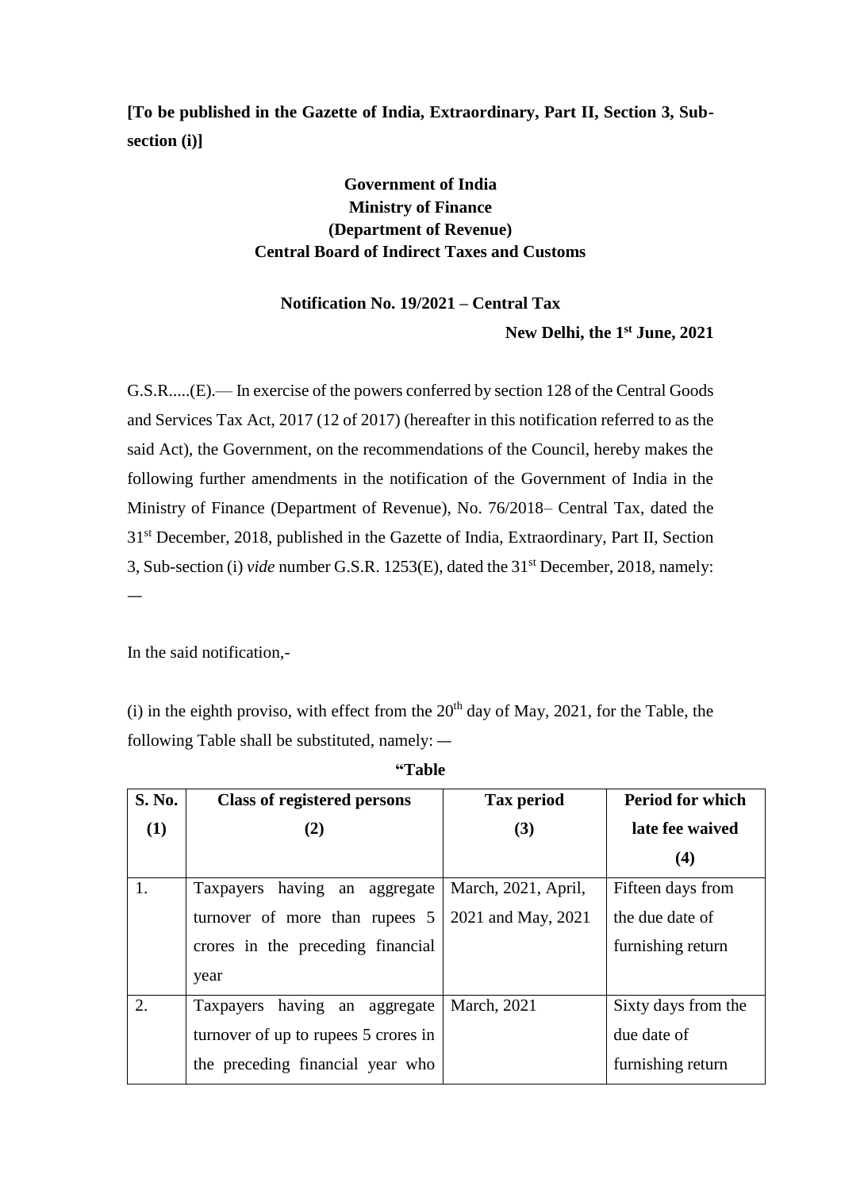**[To be published in the Gazette of India, Extraordinary, Part II, Section 3, Sub-section (i)]**

**Government of India**
**Ministry of Finance**
**(Department of Revenue)**
**Central Board of Indirect Taxes and Customs**

**Notification No. 19/2021 – Central Tax**

**New Delhi, the 1st June, 2021**

G.S.R.....(E).— In exercise of the powers conferred by section 128 of the Central Goods and Services Tax Act, 2017 (12 of 2017) (hereafter in this notification referred to as the said Act), the Government, on the recommendations of the Council, hereby makes the following further amendments in the notification of the Government of India in the Ministry of Finance (Department of Revenue), No. 76/2018– Central Tax, dated the 31st December, 2018, published in the Gazette of India, Extraordinary, Part II, Section 3, Sub-section (i) *vide* number G.S.R. 1253(E), dated the 31st December, 2018, namely: —

In the said notification,-

(i) in the eighth proviso, with effect from the 20th day of May, 2021, for the Table, the following Table shall be substituted, namely: —

**"Table**

| S. No. (1) | Class of registered persons (2) | Tax period (3) | Period for which late fee waived (4) |
|---|---|---|---|
| 1. | Taxpayers having an aggregate turnover of more than rupees 5 crores in the preceding financial year | March, 2021, April, 2021 and May, 2021 | Fifteen days from the due date of furnishing return |
| 2. | Taxpayers having an aggregate turnover of up to rupees 5 crores in the preceding financial year who | March, 2021 | Sixty days from the due date of furnishing return |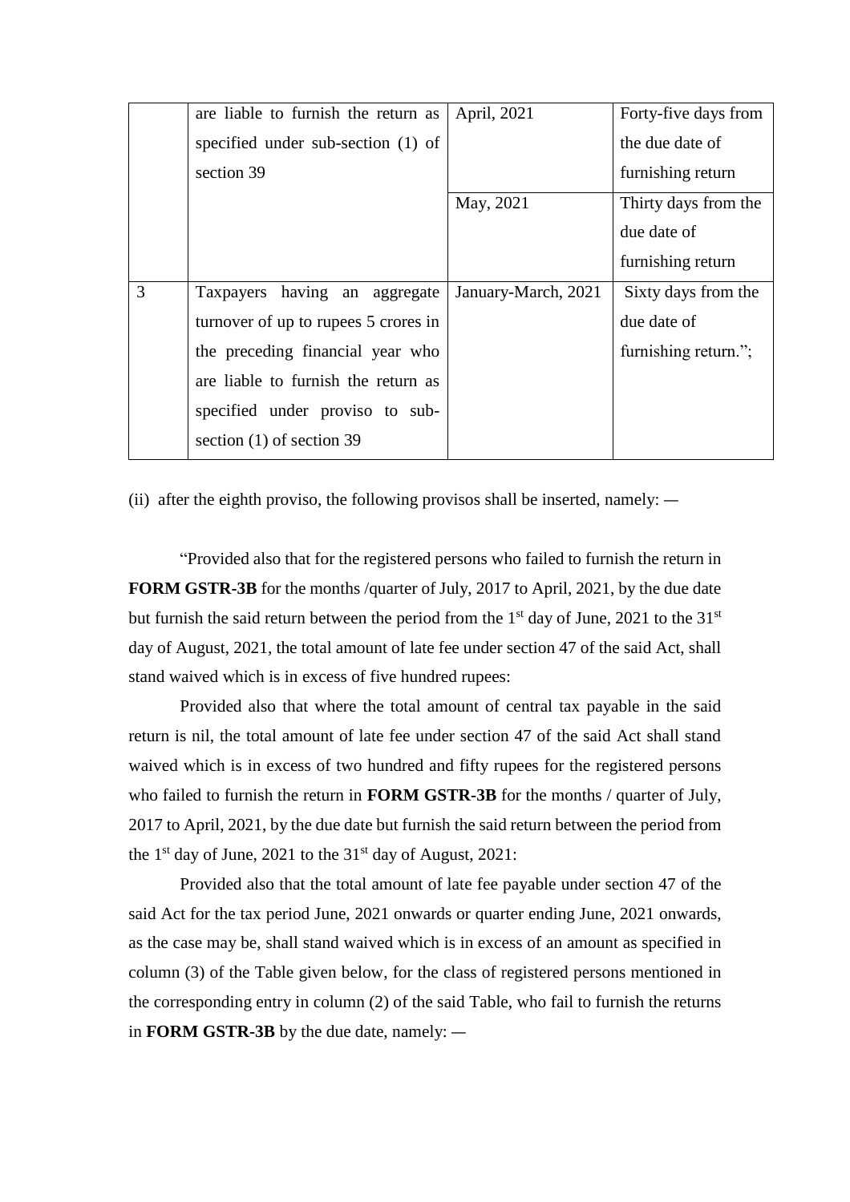|   | are liable to furnish the return as specified under sub-section (1) of section 39 | April, 2021 | Forty-five days from the due date of furnishing return |
|---|---|---|---|
|   |   | May, 2021 | Thirty days from the due date of furnishing return |
| 3 | Taxpayers having an aggregate turnover of up to rupees 5 crores in the preceding financial year who are liable to furnish the return as specified under proviso to sub-section (1) of section 39 | January-March, 2021 | Sixty days from the due date of furnishing return."; |

(ii) after the eighth proviso, the following provisos shall be inserted, namely: —

"Provided also that for the registered persons who failed to furnish the return in **FORM GSTR-3B** for the months /quarter of July, 2017 to April, 2021, by the due date but furnish the said return between the period from the 1st day of June, 2021 to the 31st day of August, 2021, the total amount of late fee under section 47 of the said Act, shall stand waived which is in excess of five hundred rupees:

Provided also that where the total amount of central tax payable in the said return is nil, the total amount of late fee under section 47 of the said Act shall stand waived which is in excess of two hundred and fifty rupees for the registered persons who failed to furnish the return in **FORM GSTR-3B** for the months / quarter of July, 2017 to April, 2021, by the due date but furnish the said return between the period from the 1st day of June, 2021 to the 31st day of August, 2021:

Provided also that the total amount of late fee payable under section 47 of the said Act for the tax period June, 2021 onwards or quarter ending June, 2021 onwards, as the case may be, shall stand waived which is in excess of an amount as specified in column (3) of the Table given below, for the class of registered persons mentioned in the corresponding entry in column (2) of the said Table, who fail to furnish the returns in **FORM GSTR-3B** by the due date, namely: —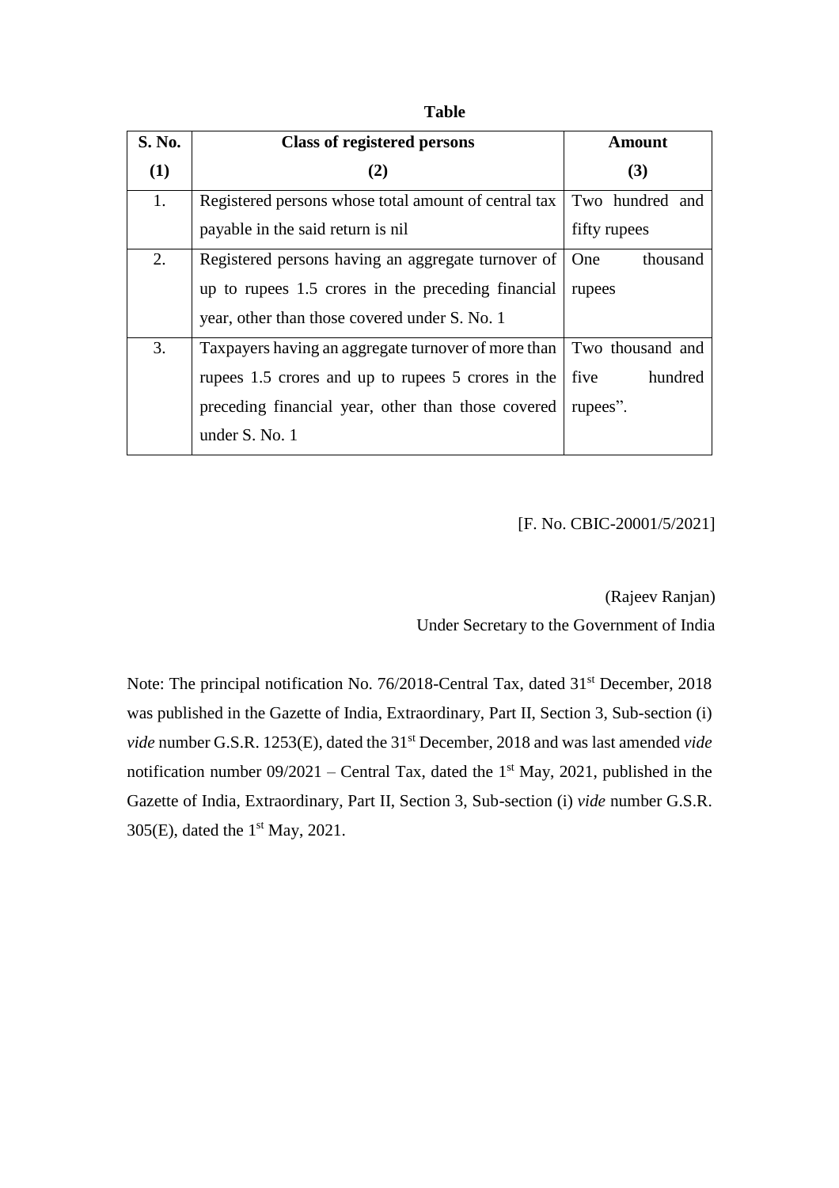**Table**

| S. No. (1) | Class of registered persons (2) | Amount (3) |
|---|---|---|
| 1. | Registered persons whose total amount of central tax payable in the said return is nil | Two hundred and fifty rupees |
| 2. | Registered persons having an aggregate turnover of up to rupees 1.5 crores in the preceding financial year, other than those covered under S. No. 1 | One thousand rupees |
| 3. | Taxpayers having an aggregate turnover of more than rupees 1.5 crores and up to rupees 5 crores in the preceding financial year, other than those covered under S. No. 1 | Two thousand and five hundred rupees". |

[F. No. CBIC-20001/5/2021]

(Rajeev Ranjan)
Under Secretary to the Government of India

Note: The principal notification No. 76/2018-Central Tax, dated 31st December, 2018 was published in the Gazette of India, Extraordinary, Part II, Section 3, Sub-section (i) *vide* number G.S.R. 1253(E), dated the 31st December, 2018 and was last amended *vide* notification number 09/2021 – Central Tax, dated the 1st May, 2021, published in the Gazette of India, Extraordinary, Part II, Section 3, Sub-section (i) *vide* number G.S.R. 305(E), dated the 1st May, 2021.